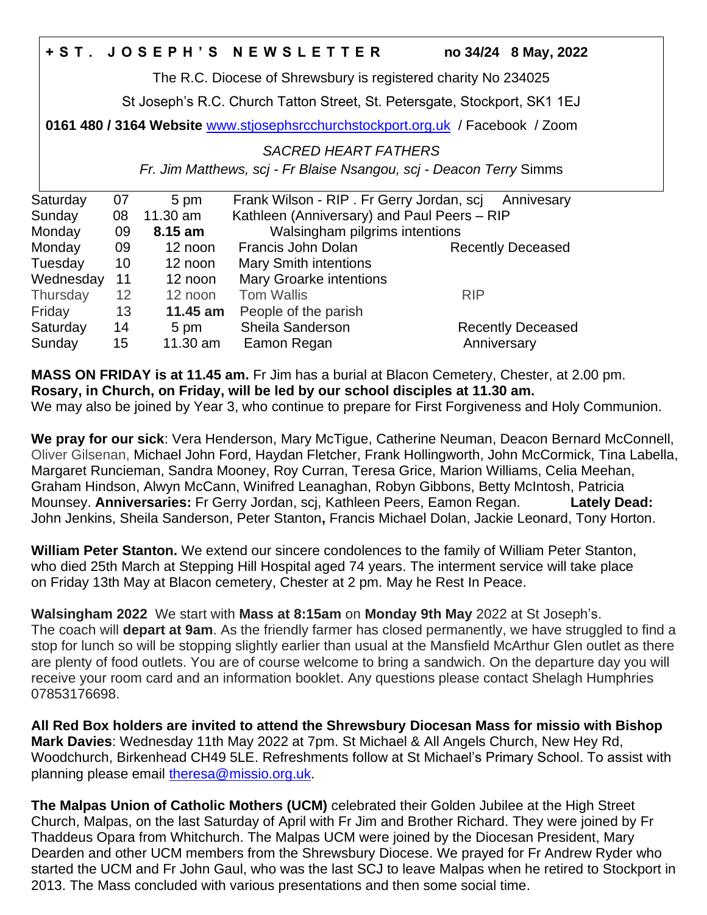**+ S T . J O S E P H ' S N E W S L E T T E R** **no 34/24 8 May, 2022**

The R.C. Diocese of Shrewsbury is registered charity No 234025

St Joseph's R.C. Church Tatton Street, St. Petersgate, Stockport, SK1 1EJ

**0161 480 / 3164 Website** www.stjosephsrcchurchstockport.org.uk / Facebook / Zoom

*SACRED HEART FATHERS*

*Fr. Jim Matthews, scj - Fr Blaise Nsangou, scj - Deacon Terry* Simms

| | | | | |
|---|---|---|---|---|
| Saturday | 07 | 5 pm | Frank Wilson - RIP . Fr Gerry Jordan, scj | Annivesary |
| Sunday | 08 | 11.30 am | Kathleen (Anniversary) and Paul Peers – RIP | |
| Monday | 09 | **8.15 am** | Walsingham pilgrims intentions | |
| Monday | 09 | 12 noon | Francis John Dolan | Recently Deceased |
| Tuesday | 10 | 12 noon | Mary Smith intentions | |
| Wednesday | 11 | 12 noon | Mary Groarke intentions | |
| Thursday | 12 | 12 noon | Tom Wallis | RIP |
| Friday | 13 | **11.45 am** | People of the parish | |
| Saturday | 14 | 5 pm | Sheila Sanderson | Recently Deceased |
| Sunday | 15 | 11.30 am | Eamon Regan | Anniversary |

**MASS ON FRIDAY is at 11.45 am.** Fr Jim has a burial at Blacon Cemetery, Chester, at 2.00 pm.
**Rosary, in Church, on Friday, will be led by our school disciples at 11.30 am.**
We may also be joined by Year 3, who continue to prepare for First Forgiveness and Holy Communion.

**We pray for our sick**: Vera Henderson, Mary McTigue, Catherine Neuman, Deacon Bernard McConnell, Oliver Gilsenan, Michael John Ford, Haydan Fletcher, Frank Hollingworth, John McCormick, Tina Labella, Margaret Runcieman, Sandra Mooney, Roy Curran, Teresa Grice, Marion Williams, Celia Meehan, Graham Hindson, Alwyn McCann, Winifred Leanaghan, Robyn Gibbons, Betty McIntosh, Patricia Mounsey. **Anniversaries:** Fr Gerry Jordan, scj, Kathleen Peers, Eamon Regan. **Lately Dead:** John Jenkins, Sheila Sanderson, Peter Stanton**,** Francis Michael Dolan, Jackie Leonard, Tony Horton.

**William Peter Stanton.** We extend our sincere condolences to the family of William Peter Stanton, who died 25th March at Stepping Hill Hospital aged 74 years. The interment service will take place on Friday 13th May at Blacon cemetery, Chester at 2 pm. May he Rest In Peace.

**Walsingham 2022** We start with **Mass at 8:15am** on **Monday 9th May** 2022 at St Joseph's. The coach will **depart at 9am**. As the friendly farmer has closed permanently, we have struggled to find a stop for lunch so will be stopping slightly earlier than usual at the Mansfield McArthur Glen outlet as there are plenty of food outlets. You are of course welcome to bring a sandwich. On the departure day you will receive your room card and an information booklet. Any questions please contact Shelagh Humphries 07853176698.

**All Red Box holders are invited to attend the Shrewsbury Diocesan Mass for missio with Bishop Mark Davies**: Wednesday 11th May 2022 at 7pm. St Michael & All Angels Church, New Hey Rd, Woodchurch, Birkenhead CH49 5LE. Refreshments follow at St Michael's Primary School. To assist with planning please email theresa@missio.org.uk.

**The Malpas Union of Catholic Mothers (UCM)** celebrated their Golden Jubilee at the High Street Church, Malpas, on the last Saturday of April with Fr Jim and Brother Richard. They were joined by Fr Thaddeus Opara from Whitchurch. The Malpas UCM were joined by the Diocesan President, Mary Dearden and other UCM members from the Shrewsbury Diocese. We prayed for Fr Andrew Ryder who started the UCM and Fr John Gaul, who was the last SCJ to leave Malpas when he retired to Stockport in 2013. The Mass concluded with various presentations and then some social time.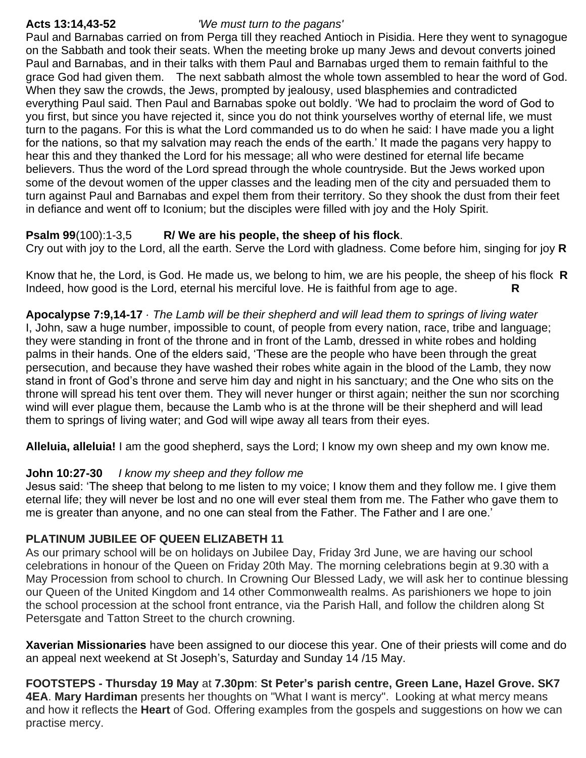**Acts 13:14,43-52** *'We must turn to the pagans'*

Paul and Barnabas carried on from Perga till they reached Antioch in Pisidia. Here they went to synagogue on the Sabbath and took their seats. When the meeting broke up many Jews and devout converts joined Paul and Barnabas, and in their talks with them Paul and Barnabas urged them to remain faithful to the grace God had given them. The next sabbath almost the whole town assembled to hear the word of God. When they saw the crowds, the Jews, prompted by jealousy, used blasphemies and contradicted everything Paul said. Then Paul and Barnabas spoke out boldly. 'We had to proclaim the word of God to you first, but since you have rejected it, since you do not think yourselves worthy of eternal life, we must turn to the pagans. For this is what the Lord commanded us to do when he said: I have made you a light for the nations, so that my salvation may reach the ends of the earth.' It made the pagans very happy to hear this and they thanked the Lord for his message; all who were destined for eternal life became believers. Thus the word of the Lord spread through the whole countryside. But the Jews worked upon some of the devout women of the upper classes and the leading men of the city and persuaded them to turn against Paul and Barnabas and expel them from their territory. So they shook the dust from their feet in defiance and went off to Iconium; but the disciples were filled with joy and the Holy Spirit.

**Psalm 99**(100):1-3,5 **R/ We are his people, the sheep of his flock**.

Cry out with joy to the Lord, all the earth. Serve the Lord with gladness. Come before him, singing for joy **R**

Know that he, the Lord, is God. He made us, we belong to him, we are his people, the sheep of his flock **R**
Indeed, how good is the Lord, eternal his merciful love. He is faithful from age to age. **R**

**Apocalypse 7:9,14-17** · *The Lamb will be their shepherd and will lead them to springs of living water*

I, John, saw a huge number, impossible to count, of people from every nation, race, tribe and language; they were standing in front of the throne and in front of the Lamb, dressed in white robes and holding palms in their hands. One of the elders said, 'These are the people who have been through the great persecution, and because they have washed their robes white again in the blood of the Lamb, they now stand in front of God's throne and serve him day and night in his sanctuary; and the One who sits on the throne will spread his tent over them. They will never hunger or thirst again; neither the sun nor scorching wind will ever plague them, because the Lamb who is at the throne will be their shepherd and will lead them to springs of living water; and God will wipe away all tears from their eyes.

**Alleluia, alleluia!** I am the good shepherd, says the Lord; I know my own sheep and my own know me.

**John 10:27-30** *I know my sheep and they follow me*

Jesus said: 'The sheep that belong to me listen to my voice; I know them and they follow me. I give them eternal life; they will never be lost and no one will ever steal them from me. The Father who gave them to me is greater than anyone, and no one can steal from the Father. The Father and I are one.'

**PLATINUM JUBILEE OF QUEEN ELIZABETH 11**

As our primary school will be on holidays on Jubilee Day, Friday 3rd June, we are having our school celebrations in honour of the Queen on Friday 20th May. The morning celebrations begin at 9.30 with a May Procession from school to church. In Crowning Our Blessed Lady, we will ask her to continue blessing our Queen of the United Kingdom and 14 other Commonwealth realms. As parishioners we hope to join the school procession at the school front entrance, via the Parish Hall, and follow the children along St Petersgate and Tatton Street to the church crowning.

**Xaverian Missionaries** have been assigned to our diocese this year. One of their priests will come and do an appeal next weekend at St Joseph's, Saturday and Sunday 14 /15 May.

**FOOTSTEPS - Thursday 19 May** at **7.30pm**: **St Peter's parish centre, Green Lane, Hazel Grove. SK7 4EA**. **Mary Hardiman** presents her thoughts on "What I want is mercy". Looking at what mercy means and how it reflects the **Heart** of God. Offering examples from the gospels and suggestions on how we can practise mercy.